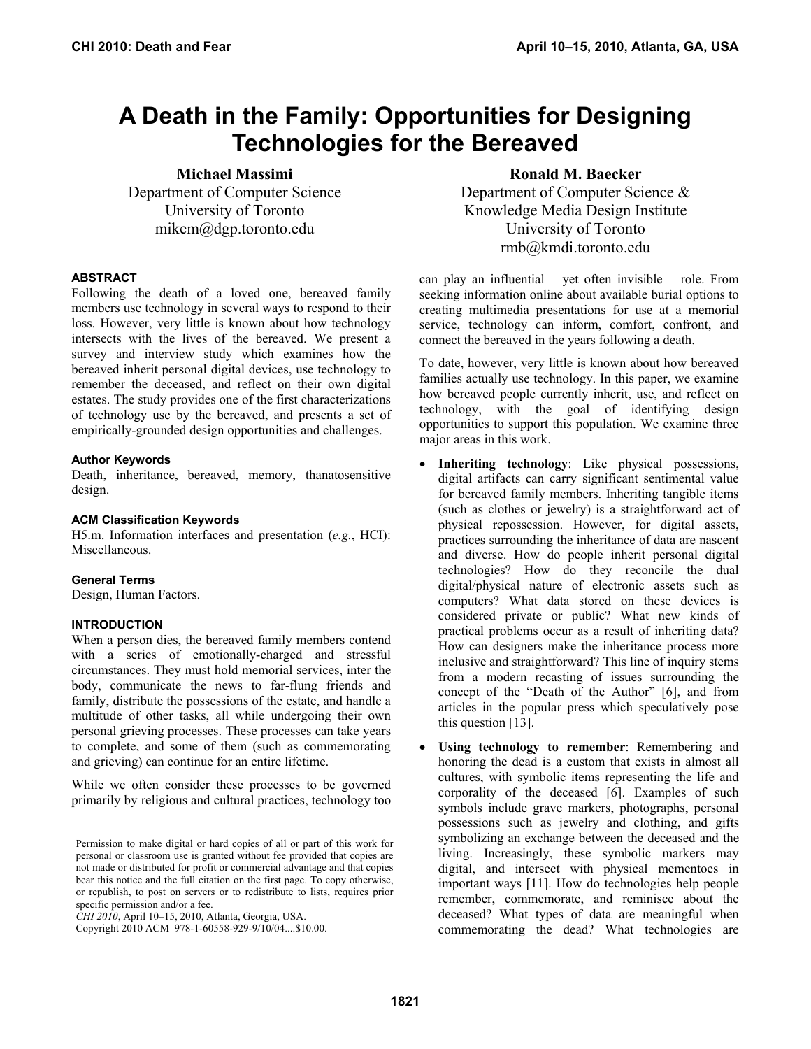# A Death in the Family: Opportunities for Designing Technologies for the Bereaved

**Michael Massimi**
Department of Computer Science
University of Toronto
mikem@dgp.toronto.edu

**Ronald M. Baecker**
Department of Computer Science &
Knowledge Media Design Institute
University of Toronto
rmb@kmdi.toronto.edu

### ABSTRACT

Following the death of a loved one, bereaved family members use technology in several ways to respond to their loss. However, very little is known about how technology intersects with the lives of the bereaved. We present a survey and interview study which examines how the bereaved inherit personal digital devices, use technology to remember the deceased, and reflect on their own digital estates. The study provides one of the first characterizations of technology use by the bereaved, and presents a set of empirically-grounded design opportunities and challenges.

### Author Keywords

Death, inheritance, bereaved, memory, thanatosensitive design.

### ACM Classification Keywords

H5.m. Information interfaces and presentation (*e.g.*, HCI): Miscellaneous.

### General Terms

Design, Human Factors.

### INTRODUCTION

When a person dies, the bereaved family members contend with a series of emotionally-charged and stressful circumstances. They must hold memorial services, inter the body, communicate the news to far-flung friends and family, distribute the possessions of the estate, and handle a multitude of other tasks, all while undergoing their own personal grieving processes. These processes can take years to complete, and some of them (such as commemorating and grieving) can continue for an entire lifetime.

While we often consider these processes to be governed primarily by religious and cultural practices, technology too can play an influential – yet often invisible – role. From seeking information online about available burial options to creating multimedia presentations for use at a memorial service, technology can inform, comfort, confront, and connect the bereaved in the years following a death.

To date, however, very little is known about how bereaved families actually use technology. In this paper, we examine how bereaved people currently inherit, use, and reflect on technology, with the goal of identifying design opportunities to support this population. We examine three major areas in this work.

- **Inheriting technology**: Like physical possessions, digital artifacts can carry significant sentimental value for bereaved family members. Inheriting tangible items (such as clothes or jewelry) is a straightforward act of physical repossession. However, for digital assets, practices surrounding the inheritance of data are nascent and diverse. How do people inherit personal digital technologies? How do they reconcile the dual digital/physical nature of electronic assets such as computers? What data stored on these devices is considered private or public? What new kinds of practical problems occur as a result of inheriting data? How can designers make the inheritance process more inclusive and straightforward? This line of inquiry stems from a modern recasting of issues surrounding the concept of the "Death of the Author" [6], and from articles in the popular press which speculatively pose this question [13].
- **Using technology to remember**: Remembering and honoring the dead is a custom that exists in almost all cultures, with symbolic items representing the life and corporality of the deceased [6]. Examples of such symbols include grave markers, photographs, personal possessions such as jewelry and clothing, and gifts symbolizing an exchange between the deceased and the living. Increasingly, these symbolic markers may digital, and intersect with physical mementoes in important ways [11]. How do technologies help people remember, commemorate, and reminisce about the deceased? What types of data are meaningful when commemorating the dead? What technologies are

Permission to make digital or hard copies of all or part of this work for personal or classroom use is granted without fee provided that copies are not made or distributed for profit or commercial advantage and that copies bear this notice and the full citation on the first page. To copy otherwise, or republish, to post on servers or to redistribute to lists, requires prior specific permission and/or a fee.
*CHI 2010*, April 10–15, 2010, Atlanta, Georgia, USA.
Copyright 2010 ACM 978-1-60558-929-9/10/04....$10.00.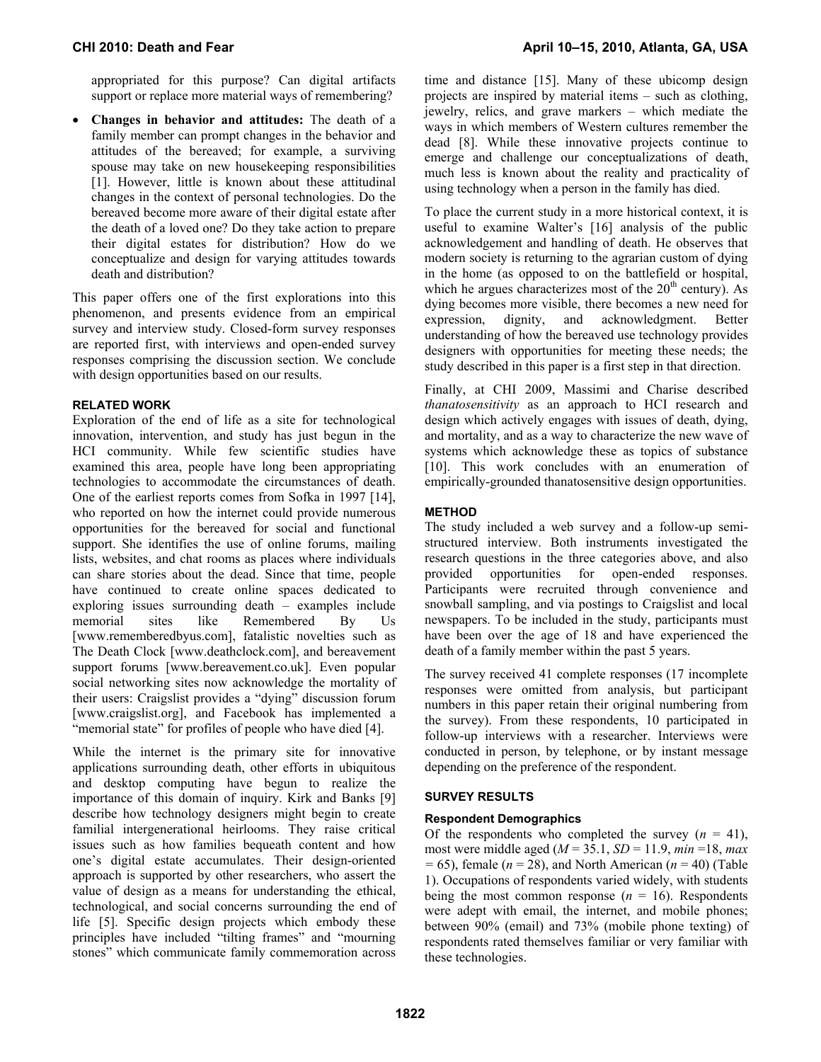appropriated for this purpose? Can digital artifacts support or replace more material ways of remembering?

- **Changes in behavior and attitudes:** The death of a family member can prompt changes in the behavior and attitudes of the bereaved; for example, a surviving spouse may take on new housekeeping responsibilities [1]. However, little is known about these attitudinal changes in the context of personal technologies. Do the bereaved become more aware of their digital estate after the death of a loved one? Do they take action to prepare their digital estates for distribution? How do we conceptualize and design for varying attitudes towards death and distribution?

This paper offers one of the first explorations into this phenomenon, and presents evidence from an empirical survey and interview study. Closed-form survey responses are reported first, with interviews and open-ended survey responses comprising the discussion section. We conclude with design opportunities based on our results.

## RELATED WORK

Exploration of the end of life as a site for technological innovation, intervention, and study has just begun in the HCI community. While few scientific studies have examined this area, people have long been appropriating technologies to accommodate the circumstances of death. One of the earliest reports comes from Sofka in 1997 [14], who reported on how the internet could provide numerous opportunities for the bereaved for social and functional support. She identifies the use of online forums, mailing lists, websites, and chat rooms as places where individuals can share stories about the dead. Since that time, people have continued to create online spaces dedicated to exploring issues surrounding death – examples include memorial sites like Remembered By Us [www.rememberedbyus.com], fatalistic novelties such as The Death Clock [www.deathclock.com], and bereavement support forums [www.bereavement.co.uk]. Even popular social networking sites now acknowledge the mortality of their users: Craigslist provides a "dying" discussion forum [www.craigslist.org], and Facebook has implemented a "memorial state" for profiles of people who have died [4].

While the internet is the primary site for innovative applications surrounding death, other efforts in ubiquitous and desktop computing have begun to realize the importance of this domain of inquiry. Kirk and Banks [9] describe how technology designers might begin to create familial intergenerational heirlooms. They raise critical issues such as how families bequeath content and how one's digital estate accumulates. Their design-oriented approach is supported by other researchers, who assert the value of design as a means for understanding the ethical, technological, and social concerns surrounding the end of life [5]. Specific design projects which embody these principles have included "tilting frames" and "mourning stones" which communicate family commemoration across time and distance [15]. Many of these ubicomp design projects are inspired by material items – such as clothing, jewelry, relics, and grave markers – which mediate the ways in which members of Western cultures remember the dead [8]. While these innovative projects continue to emerge and challenge our conceptualizations of death, much less is known about the reality and practicality of using technology when a person in the family has died.

To place the current study in a more historical context, it is useful to examine Walter's [16] analysis of the public acknowledgement and handling of death. He observes that modern society is returning to the agrarian custom of dying in the home (as opposed to on the battlefield or hospital, which he argues characterizes most of the 20th century). As dying becomes more visible, there becomes a new need for expression, dignity, and acknowledgment. Better understanding of how the bereaved use technology provides designers with opportunities for meeting these needs; the study described in this paper is a first step in that direction.

Finally, at CHI 2009, Massimi and Charise described *thanatosensitivity* as an approach to HCI research and design which actively engages with issues of death, dying, and mortality, and as a way to characterize the new wave of systems which acknowledge these as topics of substance [10]. This work concludes with an enumeration of empirically-grounded thanatosensitive design opportunities.

## METHOD

The study included a web survey and a follow-up semi-structured interview. Both instruments investigated the research questions in the three categories above, and also provided opportunities for open-ended responses. Participants were recruited through convenience and snowball sampling, and via postings to Craigslist and local newspapers. To be included in the study, participants must have been over the age of 18 and have experienced the death of a family member within the past 5 years.

The survey received 41 complete responses (17 incomplete responses were omitted from analysis, but participant numbers in this paper retain their original numbering from the survey). From these respondents, 10 participated in follow-up interviews with a researcher. Interviews were conducted in person, by telephone, or by instant message depending on the preference of the respondent.

## SURVEY RESULTS

### Respondent Demographics

Of the respondents who completed the survey ($n$ = 41), most were middle aged ($M$ = 35.1, $SD$ = 11.9, $min$ = 18, $max$ = 65), female ($n$ = 28), and North American ($n$ = 40) (Table 1). Occupations of respondents varied widely, with students being the most common response ($n$ = 16). Respondents were adept with email, the internet, and mobile phones; between 90% (email) and 73% (mobile phone texting) of respondents rated themselves familiar or very familiar with these technologies.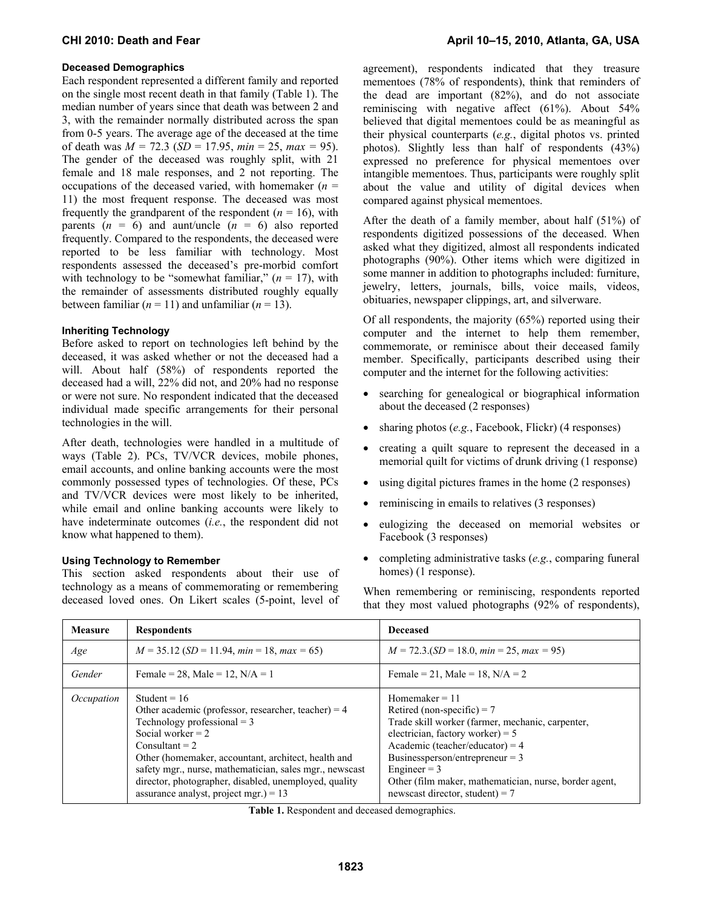### Deceased Demographics

Each respondent represented a different family and reported on the single most recent death in that family (Table 1). The median number of years since that death was between 2 and 3, with the remainder normally distributed across the span from 0-5 years. The average age of the deceased at the time of death was $M = 72.3$ ($SD = 17.95$, $min = 25$, $max = 95$). The gender of the deceased was roughly split, with 21 female and 18 male responses, and 2 not reporting. The occupations of the deceased varied, with homemaker ($n = 11$) the most frequent response. The deceased was most frequently the grandparent of the respondent ($n = 16$), with parents ($n = 6$) and aunt/uncle ($n = 6$) also reported frequently. Compared to the respondents, the deceased were reported to be less familiar with technology. Most respondents assessed the deceased's pre-morbid comfort with technology to be "somewhat familiar," ($n = 17$), with the remainder of assessments distributed roughly equally between familiar ($n = 11$) and unfamiliar ($n = 13$).

### Inheriting Technology

Before asked to report on technologies left behind by the deceased, it was asked whether or not the deceased had a will. About half (58%) of respondents reported the deceased had a will, 22% did not, and 20% had no response or were not sure. No respondent indicated that the deceased individual made specific arrangements for their personal technologies in the will.

After death, technologies were handled in a multitude of ways (Table 2). PCs, TV/VCR devices, mobile phones, email accounts, and online banking accounts were the most commonly possessed types of technologies. Of these, PCs and TV/VCR devices were most likely to be inherited, while email and online banking accounts were likely to have indeterminate outcomes (*i.e.*, the respondent did not know what happened to them).

### Using Technology to Remember

This section asked respondents about their use of technology as a means of commemorating or remembering deceased loved ones. On Likert scales (5-point, level of agreement), respondents indicated that they treasure mementoes (78% of respondents), think that reminders of the dead are important (82%), and do not associate reminiscing with negative affect (61%). About 54% believed that digital mementoes could be as meaningful as their physical counterparts (*e.g.*, digital photos vs. printed photos). Slightly less than half of respondents (43%) expressed no preference for physical mementoes over intangible mementoes. Thus, participants were roughly split about the value and utility of digital devices when compared against physical mementoes.

After the death of a family member, about half (51%) of respondents digitized possessions of the deceased. When asked what they digitized, almost all respondents indicated photographs (90%). Other items which were digitized in some manner in addition to photographs included: furniture, jewelry, letters, journals, bills, voice mails, videos, obituaries, newspaper clippings, art, and silverware.

Of all respondents, the majority (65%) reported using their computer and the internet to help them remember, commemorate, or reminisce about their deceased family member. Specifically, participants described using their computer and the internet for the following activities:

- searching for genealogical or biographical information about the deceased (2 responses)
- sharing photos (*e.g.*, Facebook, Flickr) (4 responses)
- creating a quilt square to represent the deceased in a memorial quilt for victims of drunk driving (1 response)
- using digital pictures frames in the home (2 responses)
- reminiscing in emails to relatives (3 responses)
- eulogizing the deceased on memorial websites or Facebook (3 responses)
- completing administrative tasks (*e.g.*, comparing funeral homes) (1 response).

When remembering or reminiscing, respondents reported that they most valued photographs (92% of respondents),

| Measure | Respondents | Deceased |
|---|---|---|
| *Age* | $M = 35.12$ ($SD = 11.94$, $min = 18$, $max = 65$) | $M = 72.3$.($SD = 18.0$, $min = 25$, $max = 95$) |
| *Gender* | Female = 28, Male = 12, N/A = 1 | Female = 21, Male = 18, N/A = 2 |
| *Occupation* | Student = 16<br>Other academic (professor, researcher, teacher) = 4<br>Technology professional = 3<br>Social worker = 2<br>Consultant = 2<br>Other (homemaker, accountant, architect, health and safety mgr., nurse, mathematician, sales mgr., newscast director, photographer, disabled, unemployed, quality assurance analyst, project mgr.) = 13 | Homemaker = 11<br>Retired (non-specific) = 7<br>Trade skill worker (farmer, mechanic, carpenter, electrician, factory worker) = 5<br>Academic (teacher/educator) = 4<br>Businessperson/entrepreneur = 3<br>Engineer = 3<br>Other (film maker, mathematician, nurse, border agent, newscast director, student) = 7 |

**Table 1.** Respondent and deceased demographics.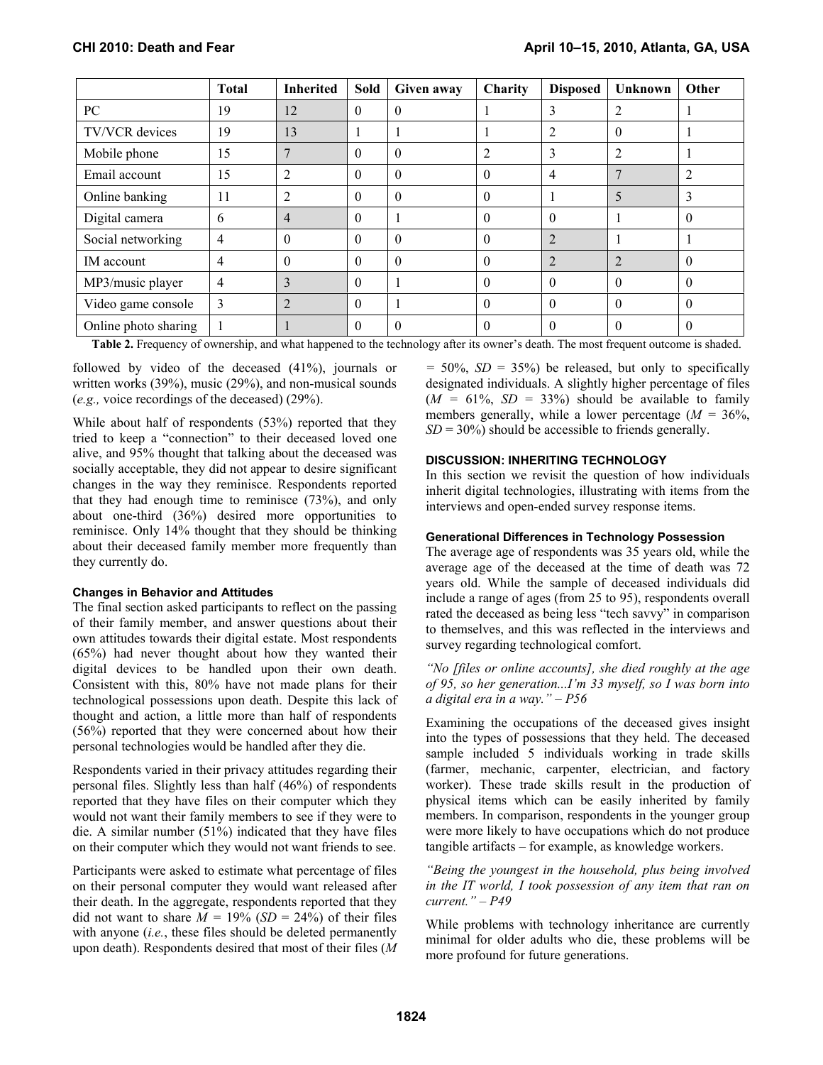| | Total | Inherited | Sold | Given away | Charity | Disposed | Unknown | Other |
|---|---|---|---|---|---|---|---|---|
| PC | 19 | 12 | 0 | 0 | 1 | 3 | 2 | 1 |
| TV/VCR devices | 19 | 13 | 1 | 1 | 1 | 2 | 0 | 1 |
| Mobile phone | 15 | 7 | 0 | 0 | 2 | 3 | 2 | 1 |
| Email account | 15 | 2 | 0 | 0 | 0 | 4 | 7 | 2 |
| Online banking | 11 | 2 | 0 | 0 | 0 | 1 | 5 | 3 |
| Digital camera | 6 | 4 | 0 | 1 | 0 | 0 | 1 | 0 |
| Social networking | 4 | 0 | 0 | 0 | 0 | 2 | 1 | 1 |
| IM account | 4 | 0 | 0 | 0 | 0 | 2 | 2 | 0 |
| MP3/music player | 4 | 3 | 0 | 1 | 0 | 0 | 0 | 0 |
| Video game console | 3 | 2 | 0 | 1 | 0 | 0 | 0 | 0 |
| Online photo sharing | 1 | 1 | 0 | 0 | 0 | 0 | 0 | 0 |

**Table 2.** Frequency of ownership, and what happened to the technology after its owner's death. The most frequent outcome is shaded.

followed by video of the deceased (41%), journals or written works (39%), music (29%), and non-musical sounds (*e.g.,* voice recordings of the deceased) (29%).

While about half of respondents (53%) reported that they tried to keep a "connection" to their deceased loved one alive, and 95% thought that talking about the deceased was socially acceptable, they did not appear to desire significant changes in the way they reminisce. Respondents reported that they had enough time to reminisce (73%), and only about one-third (36%) desired more opportunities to reminisce. Only 14% thought that they should be thinking about their deceased family member more frequently than they currently do.

### Changes in Behavior and Attitudes

The final section asked participants to reflect on the passing of their family member, and answer questions about their own attitudes towards their digital estate. Most respondents (65%) had never thought about how they wanted their digital devices to be handled upon their own death. Consistent with this, 80% have not made plans for their technological possessions upon death. Despite this lack of thought and action, a little more than half of respondents (56%) reported that they were concerned about how their personal technologies would be handled after they die.

Respondents varied in their privacy attitudes regarding their personal files. Slightly less than half (46%) of respondents reported that they have files on their computer which they would not want their family members to see if they were to die. A similar number (51%) indicated that they have files on their computer which they would not want friends to see.

Participants were asked to estimate what percentage of files on their personal computer they would want released after their death. In the aggregate, respondents reported that they did not want to share $M$ = 19% ($SD$ = 24%) of their files with anyone (*i.e.*, these files should be deleted permanently upon death). Respondents desired that most of their files ($M$ = 50%, $SD$ = 35%) be released, but only to specifically designated individuals. A slightly higher percentage of files ($M$ = 61%, $SD$ = 33%) should be available to family members generally, while a lower percentage ($M$ = 36%, $SD$ = 30%) should be accessible to friends generally.

## DISCUSSION: INHERITING TECHNOLOGY

In this section we revisit the question of how individuals inherit digital technologies, illustrating with items from the interviews and open-ended survey response items.

### Generational Differences in Technology Possession

The average age of respondents was 35 years old, while the average age of the deceased at the time of death was 72 years old. While the sample of deceased individuals did include a range of ages (from 25 to 95), respondents overall rated the deceased as being less "tech savvy" in comparison to themselves, and this was reflected in the interviews and survey regarding technological comfort.

*"No [files or online accounts], she died roughly at the age of 95, so her generation...I'm 33 myself, so I was born into a digital era in a way." – P56*

Examining the occupations of the deceased gives insight into the types of possessions that they held. The deceased sample included 5 individuals working in trade skills (farmer, mechanic, carpenter, electrician, and factory worker). These trade skills result in the production of physical items which can be easily inherited by family members. In comparison, respondents in the younger group were more likely to have occupations which do not produce tangible artifacts – for example, as knowledge workers.

*"Being the youngest in the household, plus being involved in the IT world, I took possession of any item that ran on current." – P49*

While problems with technology inheritance are currently minimal for older adults who die, these problems will be more profound for future generations.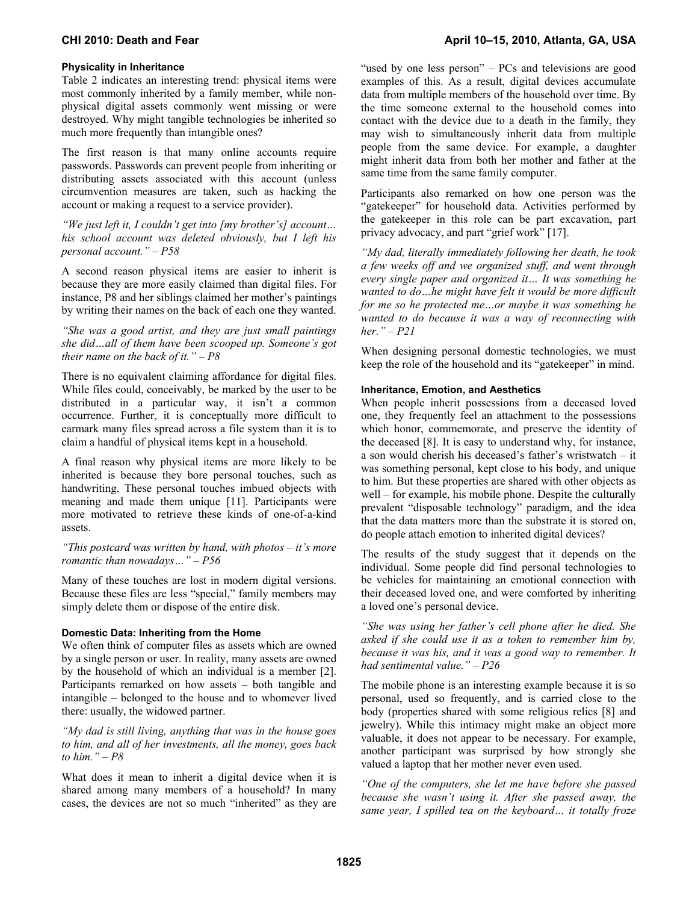### Physicality in Inheritance

Table 2 indicates an interesting trend: physical items were most commonly inherited by a family member, while non-physical digital assets commonly went missing or were destroyed. Why might tangible technologies be inherited so much more frequently than intangible ones?

The first reason is that many online accounts require passwords. Passwords can prevent people from inheriting or distributing assets associated with this account (unless circumvention measures are taken, such as hacking the account or making a request to a service provider).

*"We just left it, I couldn't get into [my brother's] account… his school account was deleted obviously, but I left his personal account." – P58*

A second reason physical items are easier to inherit is because they are more easily claimed than digital files. For instance, P8 and her siblings claimed her mother's paintings by writing their names on the back of each one they wanted.

*"She was a good artist, and they are just small paintings she did…all of them have been scooped up. Someone's got their name on the back of it." – P8*

There is no equivalent claiming affordance for digital files. While files could, conceivably, be marked by the user to be distributed in a particular way, it isn't a common occurrence. Further, it is conceptually more difficult to earmark many files spread across a file system than it is to claim a handful of physical items kept in a household.

A final reason why physical items are more likely to be inherited is because they bore personal touches, such as handwriting. These personal touches imbued objects with meaning and made them unique [11]. Participants were more motivated to retrieve these kinds of one-of-a-kind assets.

*"This postcard was written by hand, with photos – it's more romantic than nowadays…" – P56*

Many of these touches are lost in modern digital versions. Because these files are less "special," family members may simply delete them or dispose of the entire disk.

### Domestic Data: Inheriting from the Home

We often think of computer files as assets which are owned by a single person or user. In reality, many assets are owned by the household of which an individual is a member [2]. Participants remarked on how assets – both tangible and intangible – belonged to the house and to whomever lived there: usually, the widowed partner.

*"My dad is still living, anything that was in the house goes to him, and all of her investments, all the money, goes back to him." – P8*

What does it mean to inherit a digital device when it is shared among many members of a household? In many cases, the devices are not so much "inherited" as they are "used by one less person" – PCs and televisions are good examples of this. As a result, digital devices accumulate data from multiple members of the household over time. By the time someone external to the household comes into contact with the device due to a death in the family, they may wish to simultaneously inherit data from multiple people from the same device. For example, a daughter might inherit data from both her mother and father at the same time from the same family computer.

Participants also remarked on how one person was the "gatekeeper" for household data. Activities performed by the gatekeeper in this role can be part excavation, part privacy advocacy, and part "grief work" [17].

*"My dad, literally immediately following her death, he took a few weeks off and we organized stuff, and went through every single paper and organized it… It was something he wanted to do…he might have felt it would be more difficult for me so he protected me…or maybe it was something he wanted to do because it was a way of reconnecting with her." – P21*

When designing personal domestic technologies, we must keep the role of the household and its "gatekeeper" in mind.

### Inheritance, Emotion, and Aesthetics

When people inherit possessions from a deceased loved one, they frequently feel an attachment to the possessions which honor, commemorate, and preserve the identity of the deceased [8]. It is easy to understand why, for instance, a son would cherish his deceased's father's wristwatch – it was something personal, kept close to his body, and unique to him. But these properties are shared with other objects as well – for example, his mobile phone. Despite the culturally prevalent "disposable technology" paradigm, and the idea that the data matters more than the substrate it is stored on, do people attach emotion to inherited digital devices?

The results of the study suggest that it depends on the individual. Some people did find personal technologies to be vehicles for maintaining an emotional connection with their deceased loved one, and were comforted by inheriting a loved one's personal device.

*"She was using her father's cell phone after he died. She asked if she could use it as a token to remember him by, because it was his, and it was a good way to remember. It had sentimental value." – P26*

The mobile phone is an interesting example because it is so personal, used so frequently, and is carried close to the body (properties shared with some religious relics [8] and jewelry). While this intimacy might make an object more valuable, it does not appear to be necessary. For example, another participant was surprised by how strongly she valued a laptop that her mother never even used.

*"One of the computers, she let me have before she passed because she wasn't using it. After she passed away, the same year, I spilled tea on the keyboard… it totally froze*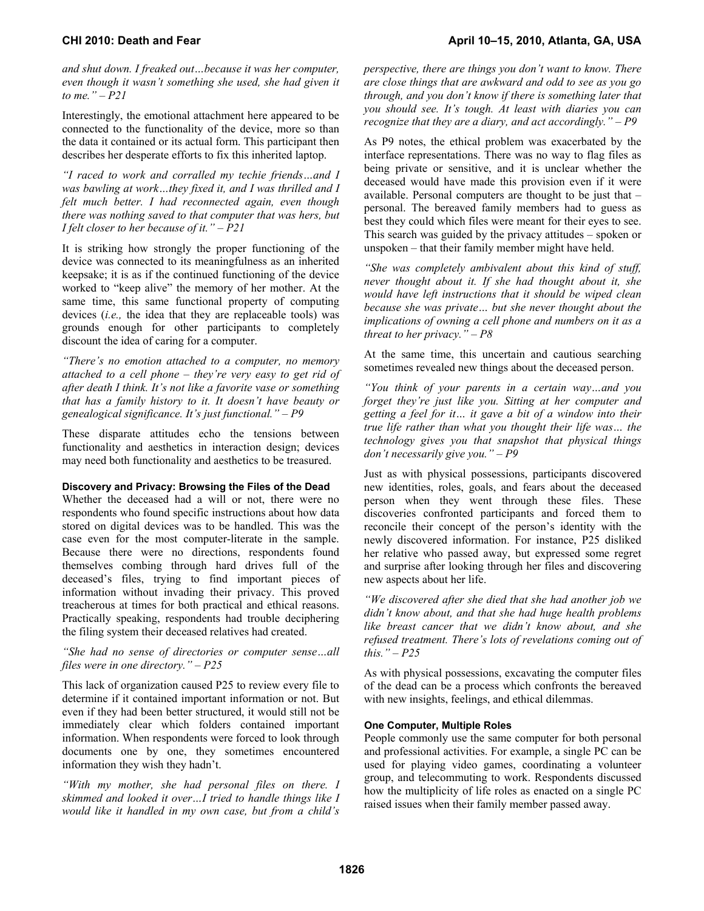*and shut down. I freaked out…because it was her computer, even though it wasn't something she used, she had given it to me." – P21*

Interestingly, the emotional attachment here appeared to be connected to the functionality of the device, more so than the data it contained or its actual form. This participant then describes her desperate efforts to fix this inherited laptop.

*"I raced to work and corralled my techie friends…and I was bawling at work…they fixed it, and I was thrilled and I felt much better. I had reconnected again, even though there was nothing saved to that computer that was hers, but I felt closer to her because of it." – P21*

It is striking how strongly the proper functioning of the device was connected to its meaningfulness as an inherited keepsake; it is as if the continued functioning of the device worked to "keep alive" the memory of her mother. At the same time, this same functional property of computing devices (*i.e.,* the idea that they are replaceable tools) was grounds enough for other participants to completely discount the idea of caring for a computer.

*"There's no emotion attached to a computer, no memory attached to a cell phone – they're very easy to get rid of after death I think. It's not like a favorite vase or something that has a family history to it. It doesn't have beauty or genealogical significance. It's just functional." – P9*

These disparate attitudes echo the tensions between functionality and aesthetics in interaction design; devices may need both functionality and aesthetics to be treasured.

### Discovery and Privacy: Browsing the Files of the Dead

Whether the deceased had a will or not, there were no respondents who found specific instructions about how data stored on digital devices was to be handled. This was the case even for the most computer-literate in the sample. Because there were no directions, respondents found themselves combing through hard drives full of the deceased's files, trying to find important pieces of information without invading their privacy. This proved treacherous at times for both practical and ethical reasons. Practically speaking, respondents had trouble deciphering the filing system their deceased relatives had created.

*"She had no sense of directories or computer sense…all files were in one directory." – P25*

This lack of organization caused P25 to review every file to determine if it contained important information or not. But even if they had been better structured, it would still not be immediately clear which folders contained important information. When respondents were forced to look through documents one by one, they sometimes encountered information they wish they hadn't.

*"With my mother, she had personal files on there. I skimmed and looked it over…I tried to handle things like I would like it handled in my own case, but from a child's perspective, there are things you don't want to know. There are close things that are awkward and odd to see as you go through, and you don't know if there is something later that you should see. It's tough. At least with diaries you can recognize that they are a diary, and act accordingly." – P9*

As P9 notes, the ethical problem was exacerbated by the interface representations. There was no way to flag files as being private or sensitive, and it is unclear whether the deceased would have made this provision even if it were available. Personal computers are thought to be just that – personal. The bereaved family members had to guess as best they could which files were meant for their eyes to see. This search was guided by the privacy attitudes – spoken or unspoken – that their family member might have held.

*"She was completely ambivalent about this kind of stuff, never thought about it. If she had thought about it, she would have left instructions that it should be wiped clean because she was private… but she never thought about the implications of owning a cell phone and numbers on it as a threat to her privacy." – P8*

At the same time, this uncertain and cautious searching sometimes revealed new things about the deceased person.

*"You think of your parents in a certain way…and you forget they're just like you. Sitting at her computer and getting a feel for it… it gave a bit of a window into their true life rather than what you thought their life was… the technology gives you that snapshot that physical things don't necessarily give you." – P9*

Just as with physical possessions, participants discovered new identities, roles, goals, and fears about the deceased person when they went through these files. These discoveries confronted participants and forced them to reconcile their concept of the person's identity with the newly discovered information. For instance, P25 disliked her relative who passed away, but expressed some regret and surprise after looking through her files and discovering new aspects about her life.

*"We discovered after she died that she had another job we didn't know about, and that she had huge health problems like breast cancer that we didn't know about, and she refused treatment. There's lots of revelations coming out of this." – P25*

As with physical possessions, excavating the computer files of the dead can be a process which confronts the bereaved with new insights, feelings, and ethical dilemmas.

### One Computer, Multiple Roles

People commonly use the same computer for both personal and professional activities. For example, a single PC can be used for playing video games, coordinating a volunteer group, and telecommuting to work. Respondents discussed how the multiplicity of life roles as enacted on a single PC raised issues when their family member passed away.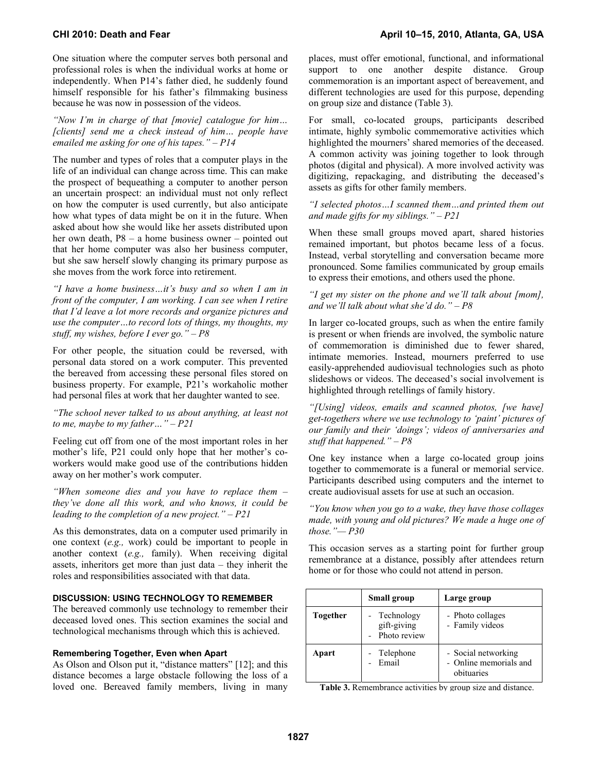One situation where the computer serves both personal and professional roles is when the individual works at home or independently. When P14's father died, he suddenly found himself responsible for his father's filmmaking business because he was now in possession of the videos.

*"Now I'm in charge of that [movie] catalogue for him… [clients] send me a check instead of him… people have emailed me asking for one of his tapes." – P14*

The number and types of roles that a computer plays in the life of an individual can change across time. This can make the prospect of bequeathing a computer to another person an uncertain prospect: an individual must not only reflect on how the computer is used currently, but also anticipate how what types of data might be on it in the future. When asked about how she would like her assets distributed upon her own death, P8 – a home business owner – pointed out that her home computer was also her business computer, but she saw herself slowly changing its primary purpose as she moves from the work force into retirement.

*"I have a home business…it's busy and so when I am in front of the computer, I am working. I can see when I retire that I'd leave a lot more records and organize pictures and use the computer…to record lots of things, my thoughts, my stuff, my wishes, before I ever go." – P8*

For other people, the situation could be reversed, with personal data stored on a work computer. This prevented the bereaved from accessing these personal files stored on business property. For example, P21's workaholic mother had personal files at work that her daughter wanted to see.

*"The school never talked to us about anything, at least not to me, maybe to my father…" – P21*

Feeling cut off from one of the most important roles in her mother's life, P21 could only hope that her mother's co-workers would make good use of the contributions hidden away on her mother's work computer.

*"When someone dies and you have to replace them – they've done all this work, and who knows, it could be leading to the completion of a new project." – P21*

As this demonstrates, data on a computer used primarily in one context (*e.g.,* work) could be important to people in another context (*e.g.,* family). When receiving digital assets, inheritors get more than just data – they inherit the roles and responsibilities associated with that data.

## DISCUSSION: USING TECHNOLOGY TO REMEMBER

The bereaved commonly use technology to remember their deceased loved ones. This section examines the social and technological mechanisms through which this is achieved.

### Remembering Together, Even when Apart

As Olson and Olson put it, "distance matters" [12]; and this distance becomes a large obstacle following the loss of a loved one. Bereaved family members, living in many places, must offer emotional, functional, and informational support to one another despite distance. Group commemoration is an important aspect of bereavement, and different technologies are used for this purpose, depending on group size and distance (Table 3).

For small, co-located groups, participants described intimate, highly symbolic commemorative activities which highlighted the mourners' shared memories of the deceased. A common activity was joining together to look through photos (digital and physical). A more involved activity was digitizing, repackaging, and distributing the deceased's assets as gifts for other family members.

*"I selected photos…I scanned them…and printed them out and made gifts for my siblings." – P21*

When these small groups moved apart, shared histories remained important, but photos became less of a focus. Instead, verbal storytelling and conversation became more pronounced. Some families communicated by group emails to express their emotions, and others used the phone.

*"I get my sister on the phone and we'll talk about [mom], and we'll talk about what she'd do." – P8*

In larger co-located groups, such as when the entire family is present or when friends are involved, the symbolic nature of commemoration is diminished due to fewer shared, intimate memories. Instead, mourners preferred to use easily-apprehended audiovisual technologies such as photo slideshows or videos. The deceased's social involvement is highlighted through retellings of family history.

*"[Using] videos, emails and scanned photos, [we have] get-togethers where we use technology to 'paint' pictures of our family and their 'doings'; videos of anniversaries and stuff that happened." – P8*

One key instance when a large co-located group joins together to commemorate is a funeral or memorial service. Participants described using computers and the internet to create audiovisual assets for use at such an occasion.

*"You know when you go to a wake, they have those collages made, with young and old pictures? We made a huge one of those."— P30*

This occasion serves as a starting point for further group remembrance at a distance, possibly after attendees return home or for those who could not attend in person.

| | Small group | Large group |
|---|---|---|
| **Together** | - Technology gift-giving<br>- Photo review | - Photo collages<br>- Family videos |
| **Apart** | - Telephone<br>- Email | - Social networking<br>- Online memorials and obituaries |

**Table 3.** Remembrance activities by group size and distance.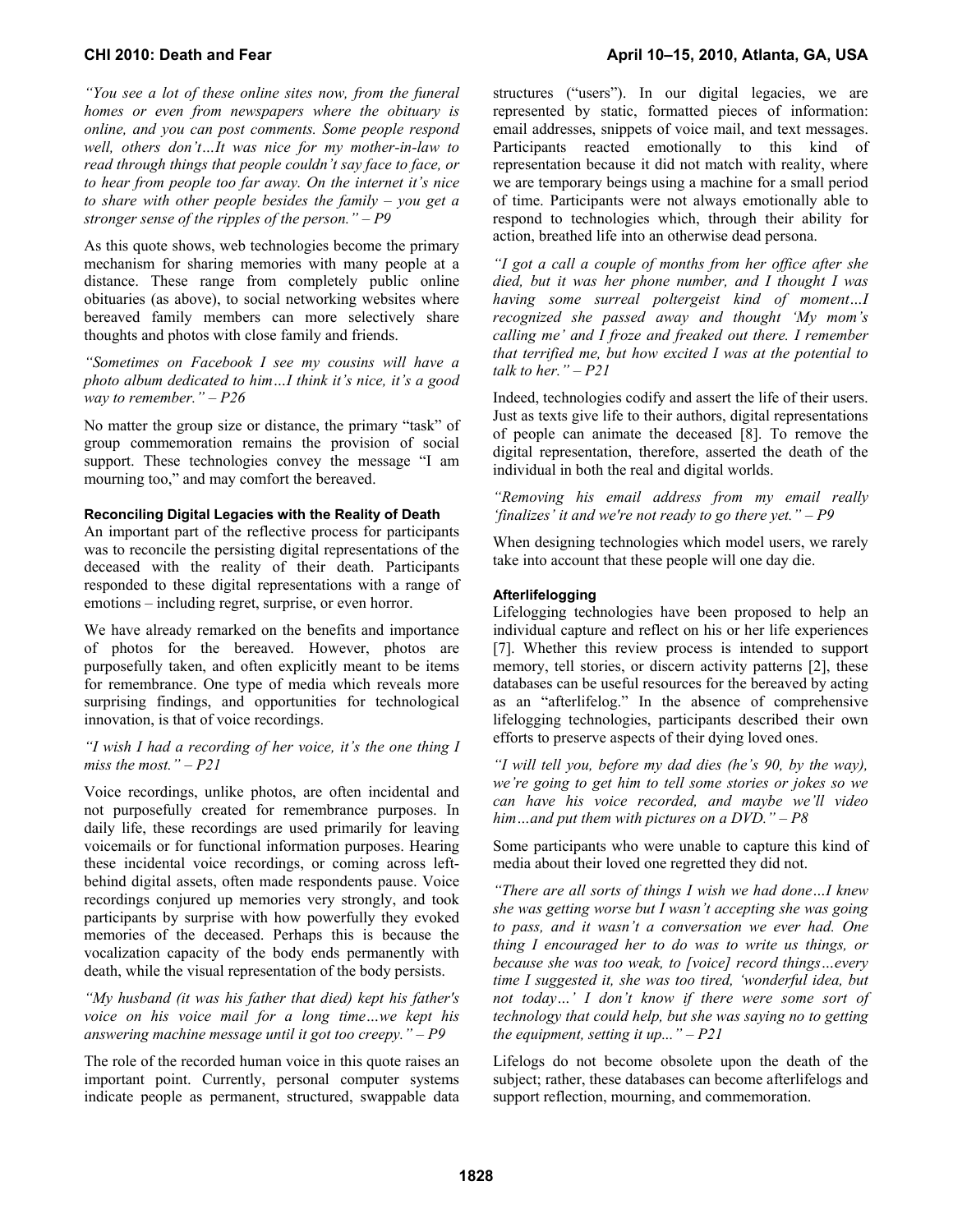*"You see a lot of these online sites now, from the funeral homes or even from newspapers where the obituary is online, and you can post comments. Some people respond well, others don't…It was nice for my mother-in-law to read through things that people couldn't say face to face, or to hear from people too far away. On the internet it's nice to share with other people besides the family – you get a stronger sense of the ripples of the person." – P9*

As this quote shows, web technologies become the primary mechanism for sharing memories with many people at a distance. These range from completely public online obituaries (as above), to social networking websites where bereaved family members can more selectively share thoughts and photos with close family and friends.

*"Sometimes on Facebook I see my cousins will have a photo album dedicated to him…I think it's nice, it's a good way to remember." – P26*

No matter the group size or distance, the primary "task" of group commemoration remains the provision of social support. These technologies convey the message "I am mourning too," and may comfort the bereaved.

#### Reconciling Digital Legacies with the Reality of Death

An important part of the reflective process for participants was to reconcile the persisting digital representations of the deceased with the reality of their death. Participants responded to these digital representations with a range of emotions – including regret, surprise, or even horror.

We have already remarked on the benefits and importance of photos for the bereaved. However, photos are purposefully taken, and often explicitly meant to be items for remembrance. One type of media which reveals more surprising findings, and opportunities for technological innovation, is that of voice recordings.

*"I wish I had a recording of her voice, it's the one thing I miss the most." – P21*

Voice recordings, unlike photos, are often incidental and not purposefully created for remembrance purposes. In daily life, these recordings are used primarily for leaving voicemails or for functional information purposes. Hearing these incidental voice recordings, or coming across left-behind digital assets, often made respondents pause. Voice recordings conjured up memories very strongly, and took participants by surprise with how powerfully they evoked memories of the deceased. Perhaps this is because the vocalization capacity of the body ends permanently with death, while the visual representation of the body persists.

*"My husband (it was his father that died) kept his father's voice on his voice mail for a long time…we kept his answering machine message until it got too creepy." – P9*

The role of the recorded human voice in this quote raises an important point. Currently, personal computer systems indicate people as permanent, structured, swappable data structures ("users"). In our digital legacies, we are represented by static, formatted pieces of information: email addresses, snippets of voice mail, and text messages. Participants reacted emotionally to this kind of representation because it did not match with reality, where we are temporary beings using a machine for a small period of time. Participants were not always emotionally able to respond to technologies which, through their ability for action, breathed life into an otherwise dead persona.

*"I got a call a couple of months from her office after she died, but it was her phone number, and I thought I was having some surreal poltergeist kind of moment…I recognized she passed away and thought 'My mom's calling me' and I froze and freaked out there. I remember that terrified me, but how excited I was at the potential to talk to her." – P21*

Indeed, technologies codify and assert the life of their users. Just as texts give life to their authors, digital representations of people can animate the deceased [8]. To remove the digital representation, therefore, asserted the death of the individual in both the real and digital worlds.

*"Removing his email address from my email really 'finalizes' it and we're not ready to go there yet." – P9*

When designing technologies which model users, we rarely take into account that these people will one day die.

#### Afterlifelogging

Lifelogging technologies have been proposed to help an individual capture and reflect on his or her life experiences [7]. Whether this review process is intended to support memory, tell stories, or discern activity patterns [2], these databases can be useful resources for the bereaved by acting as an "afterlifelog." In the absence of comprehensive lifelogging technologies, participants described their own efforts to preserve aspects of their dying loved ones.

*"I will tell you, before my dad dies (he's 90, by the way), we're going to get him to tell some stories or jokes so we can have his voice recorded, and maybe we'll video him…and put them with pictures on a DVD." – P8*

Some participants who were unable to capture this kind of media about their loved one regretted they did not.

*"There are all sorts of things I wish we had done…I knew she was getting worse but I wasn't accepting she was going to pass, and it wasn't a conversation we ever had. One thing I encouraged her to do was to write us things, or because she was too weak, to [voice] record things…every time I suggested it, she was too tired, 'wonderful idea, but not today…' I don't know if there were some sort of technology that could help, but she was saying no to getting the equipment, setting it up..." – P21*

Lifelogs do not become obsolete upon the death of the subject; rather, these databases can become afterlifelogs and support reflection, mourning, and commemoration.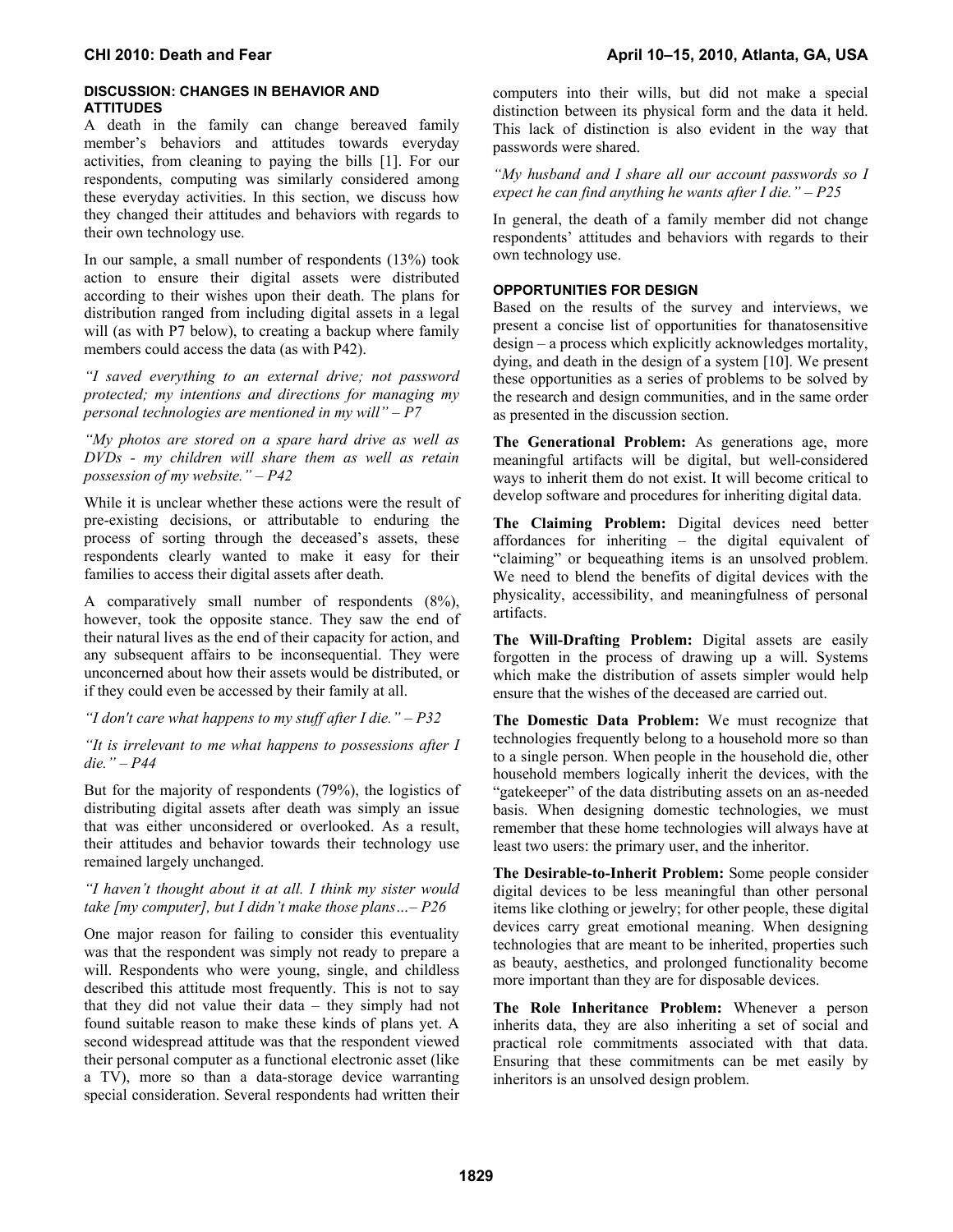## DISCUSSION: CHANGES IN BEHAVIOR AND ATTITUDES

A death in the family can change bereaved family member's behaviors and attitudes towards everyday activities, from cleaning to paying the bills [1]. For our respondents, computing was similarly considered among these everyday activities. In this section, we discuss how they changed their attitudes and behaviors with regards to their own technology use.

In our sample, a small number of respondents (13%) took action to ensure their digital assets were distributed according to their wishes upon their death. The plans for distribution ranged from including digital assets in a legal will (as with P7 below), to creating a backup where family members could access the data (as with P42).

*"I saved everything to an external drive; not password protected; my intentions and directions for managing my personal technologies are mentioned in my will" – P7*

*"My photos are stored on a spare hard drive as well as DVDs - my children will share them as well as retain possession of my website." – P42*

While it is unclear whether these actions were the result of pre-existing decisions, or attributable to enduring the process of sorting through the deceased's assets, these respondents clearly wanted to make it easy for their families to access their digital assets after death.

A comparatively small number of respondents (8%), however, took the opposite stance. They saw the end of their natural lives as the end of their capacity for action, and any subsequent affairs to be inconsequential. They were unconcerned about how their assets would be distributed, or if they could even be accessed by their family at all.

*"I don't care what happens to my stuff after I die." – P32*

*"It is irrelevant to me what happens to possessions after I die." – P44*

But for the majority of respondents (79%), the logistics of distributing digital assets after death was simply an issue that was either unconsidered or overlooked. As a result, their attitudes and behavior towards their technology use remained largely unchanged.

*"I haven't thought about it at all. I think my sister would take [my computer], but I didn't make those plans…– P26*

One major reason for failing to consider this eventuality was that the respondent was simply not ready to prepare a will. Respondents who were young, single, and childless described this attitude most frequently. This is not to say that they did not value their data – they simply had not found suitable reason to make these kinds of plans yet. A second widespread attitude was that the respondent viewed their personal computer as a functional electronic asset (like a TV), more so than a data-storage device warranting special consideration. Several respondents had written their computers into their wills, but did not make a special distinction between its physical form and the data it held. This lack of distinction is also evident in the way that passwords were shared.

*"My husband and I share all our account passwords so I expect he can find anything he wants after I die." – P25*

In general, the death of a family member did not change respondents' attitudes and behaviors with regards to their own technology use.

## OPPORTUNITIES FOR DESIGN

Based on the results of the survey and interviews, we present a concise list of opportunities for thanatosensitive design – a process which explicitly acknowledges mortality, dying, and death in the design of a system [10]. We present these opportunities as a series of problems to be solved by the research and design communities, and in the same order as presented in the discussion section.

**The Generational Problem:** As generations age, more meaningful artifacts will be digital, but well-considered ways to inherit them do not exist. It will become critical to develop software and procedures for inheriting digital data.

**The Claiming Problem:** Digital devices need better affordances for inheriting – the digital equivalent of "claiming" or bequeathing items is an unsolved problem. We need to blend the benefits of digital devices with the physicality, accessibility, and meaningfulness of personal artifacts.

**The Will-Drafting Problem:** Digital assets are easily forgotten in the process of drawing up a will. Systems which make the distribution of assets simpler would help ensure that the wishes of the deceased are carried out.

**The Domestic Data Problem:** We must recognize that technologies frequently belong to a household more so than to a single person. When people in the household die, other household members logically inherit the devices, with the "gatekeeper" of the data distributing assets on an as-needed basis. When designing domestic technologies, we must remember that these home technologies will always have at least two users: the primary user, and the inheritor.

**The Desirable-to-Inherit Problem:** Some people consider digital devices to be less meaningful than other personal items like clothing or jewelry; for other people, these digital devices carry great emotional meaning. When designing technologies that are meant to be inherited, properties such as beauty, aesthetics, and prolonged functionality become more important than they are for disposable devices.

**The Role Inheritance Problem:** Whenever a person inherits data, they are also inheriting a set of social and practical role commitments associated with that data. Ensuring that these commitments can be met easily by inheritors is an unsolved design problem.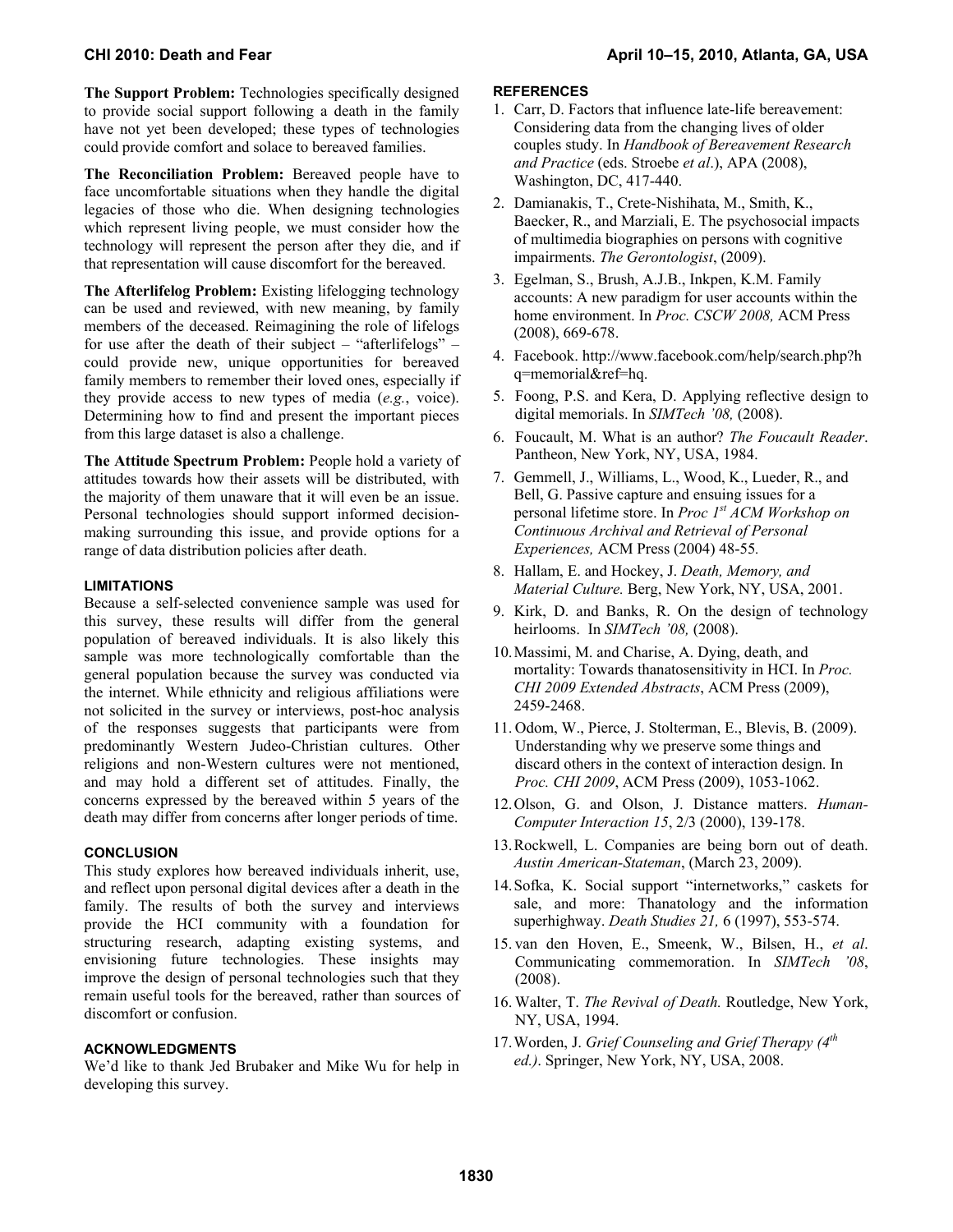**The Support Problem:** Technologies specifically designed to provide social support following a death in the family have not yet been developed; these types of technologies could provide comfort and solace to bereaved families.

**The Reconciliation Problem:** Bereaved people have to face uncomfortable situations when they handle the digital legacies of those who die. When designing technologies which represent living people, we must consider how the technology will represent the person after they die, and if that representation will cause discomfort for the bereaved.

**The Afterlifelog Problem:** Existing lifelogging technology can be used and reviewed, with new meaning, by family members of the deceased. Reimagining the role of lifelogs for use after the death of their subject – "afterlifelogs" – could provide new, unique opportunities for bereaved family members to remember their loved ones, especially if they provide access to new types of media (*e.g.*, voice). Determining how to find and present the important pieces from this large dataset is also a challenge.

**The Attitude Spectrum Problem:** People hold a variety of attitudes towards how their assets will be distributed, with the majority of them unaware that it will even be an issue. Personal technologies should support informed decision-making surrounding this issue, and provide options for a range of data distribution policies after death.

## LIMITATIONS

Because a self-selected convenience sample was used for this survey, these results will differ from the general population of bereaved individuals. It is also likely this sample was more technologically comfortable than the general population because the survey was conducted via the internet. While ethnicity and religious affiliations were not solicited in the survey or interviews, post-hoc analysis of the responses suggests that participants were from predominantly Western Judeo-Christian cultures. Other religions and non-Western cultures were not mentioned, and may hold a different set of attitudes. Finally, the concerns expressed by the bereaved within 5 years of the death may differ from concerns after longer periods of time.

## CONCLUSION

This study explores how bereaved individuals inherit, use, and reflect upon personal digital devices after a death in the family. The results of both the survey and interviews provide the HCI community with a foundation for structuring research, adapting existing systems, and envisioning future technologies. These insights may improve the design of personal technologies such that they remain useful tools for the bereaved, rather than sources of discomfort or confusion.

## ACKNOWLEDGMENTS

We'd like to thank Jed Brubaker and Mike Wu for help in developing this survey.

## REFERENCES

1. Carr, D. Factors that influence late-life bereavement: Considering data from the changing lives of older couples study. In *Handbook of Bereavement Research and Practice* (eds. Stroebe *et al*.), APA (2008), Washington, DC, 417-440.
2. Damianakis, T., Crete-Nishihata, M., Smith, K., Baecker, R., and Marziali, E. The psychosocial impacts of multimedia biographies on persons with cognitive impairments. *The Gerontologist*, (2009).
3. Egelman, S., Brush, A.J.B., Inkpen, K.M. Family accounts: A new paradigm for user accounts within the home environment. In *Proc. CSCW 2008,* ACM Press (2008), 669-678.
4. Facebook. http://www.facebook.com/help/search.php?hq=memorial&ref=hq.
5. Foong, P.S. and Kera, D. Applying reflective design to digital memorials. In *SIMTech '08,* (2008).
6. Foucault, M. What is an author? *The Foucault Reader*. Pantheon, New York, NY, USA, 1984.
7. Gemmell, J., Williams, L., Wood, K., Lueder, R., and Bell, G. Passive capture and ensuing issues for a personal lifetime store. In *Proc 1st ACM Workshop on Continuous Archival and Retrieval of Personal Experiences,* ACM Press (2004) 48-55*.*
8. Hallam, E. and Hockey, J. *Death, Memory, and Material Culture.* Berg, New York, NY, USA, 2001.
9. Kirk, D. and Banks, R. On the design of technology heirlooms. In *SIMTech '08,* (2008).
10. Massimi, M. and Charise, A. Dying, death, and mortality: Towards thanatosensitivity in HCI. In *Proc. CHI 2009 Extended Abstracts*, ACM Press (2009), 2459-2468.
11. Odom, W., Pierce, J. Stolterman, E., Blevis, B. (2009). Understanding why we preserve some things and discard others in the context of interaction design. In *Proc. CHI 2009*, ACM Press (2009), 1053-1062.
12. Olson, G. and Olson, J. Distance matters. *Human-Computer Interaction 15*, 2/3 (2000), 139-178.
13. Rockwell, L. Companies are being born out of death. *Austin American-Stateman*, (March 23, 2009).
14. Sofka, K. Social support "internetworks," caskets for sale, and more: Thanatology and the information superhighway. *Death Studies 21,* 6 (1997), 553-574.
15. van den Hoven, E., Smeenk, W., Bilsen, H., *et al*. Communicating commemoration. In *SIMTech '08*, (2008).
16. Walter, T. *The Revival of Death.* Routledge, New York, NY, USA, 1994.
17. Worden, J. *Grief Counseling and Grief Therapy (4th ed.)*. Springer, New York, NY, USA, 2008.